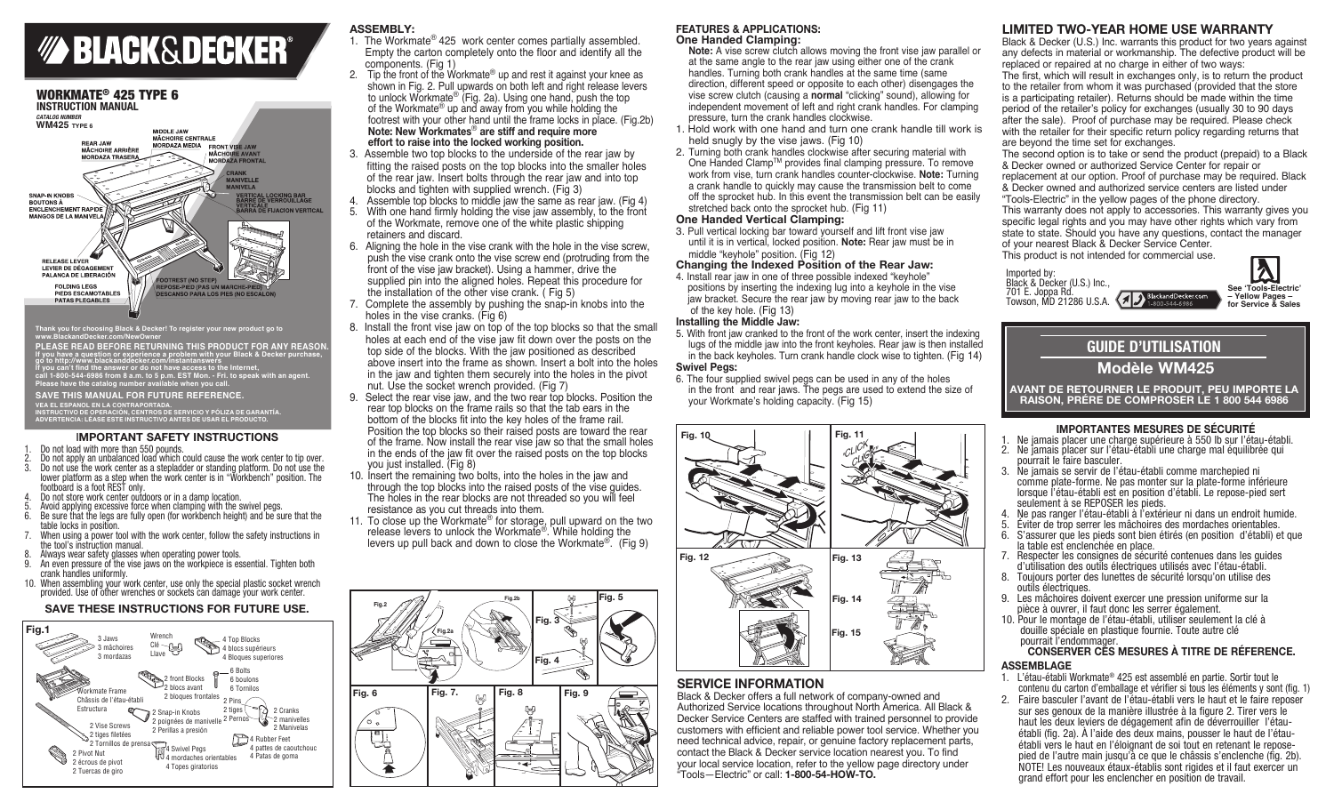# BLACK&DECKER®

## WORKMATE® 425 TYPE 6

### INSTRUCTION MANUAL

CATALOG NUMBER
WM425 TYPE 6

MIDDLE JAW / MÂCHOIRE CENTRALE / MORDAZA MEDIA
REAR JAW / MÂCHOIRE ARRIÈRE / MORDAZA TRASERA
FRONT VISE JAW / MÂCHOIRE AVANT / MORDAZA FRONTAL
CRANK / MANIVELLE / MANIVELA
SNAP-IN KNOBS / BOUTONS À ENCLENCHEMENT RAPIDE / MANGOS DE LA MANIVELA
VERTICAL LOCKING BAR / BARRE DE VERROUILLAGE VERTICALE / BARRA DE FIJACION VERTICAL
RELEASE LEVER / LEVIER DE DÉGAGEMENT / PALANCA DE LIBERACIÓN
FOLDING LEGS / PIEDS ESCAMOTABLES / PATAS PLEGABLES
FOOTREST (NO STEP) / REPOSE-PIED (PAS UN MARCHE-PIED) / DESCANSO PARA LOS PIES (NO ESCALÓN)

**Thank you for choosing Black & Decker! To register your new product go to www.BlackandDecker.com/NewOwner**

**PLEASE READ BEFORE RETURNING THIS PRODUCT FOR ANY REASON.**
**If you have a question or experience a problem with your Black & Decker purchase, go to http://www.blackanddecker.com/instantanswers**
**If you can't find the answer or do not have access to the Internet, call 1-800-544-6986 from 8 a.m. to 5 p.m. EST Mon. - Fri. to speak with an agent. Please have the catalog number available when you call.**

**SAVE THIS MANUAL FOR FUTURE REFERENCE.**

**VEA EL ESPAÑOL EN LA CONTRAPORTADA.**
**INSTRUCTIVO DE OPERACIÓN, CENTROS DE SERVICIO Y PÓLIZA DE GARANTÍA.**
**ADVERTENCIA: LÉASE ESTE INSTRUCTIVO ANTES DE USAR EL PRODUCTO.**

## IMPORTANT SAFETY INSTRUCTIONS

1. Do not load with more than 550 pounds.
2. Do not apply an unbalanced load which could cause the work center to tip over.
3. Do not use the work center as a stepladder or standing platform. Do not use the lower platform as a step when the work center is in "Workbench" position. The footboard is a foot REST only.
4. Do not store work center outdoors or in a damp location.
5. Avoid applying excessive force when clamping with the swivel pegs.
6. Be sure that the legs are fully open (for workbench height) and be sure that the table locks in position.
7. When using a power tool with the work center, follow the safety instructions in the tool's instruction manual.
8. Always wear safety glasses when operating power tools.
9. An even pressure of the vise jaws on the workpiece is essential. Tighten both crank handles uniformly.
10. When assembling your work center, use only the special plastic socket wrench provided. Use of other wrenches or sockets can damage your work center.

**SAVE THESE INSTRUCTIONS FOR FUTURE USE.**

Fig.1

- 3 Jaws / 3 mâchoires / 3 mordazas
- Wrench / Clé / Llave
- 4 Top Blocks / 4 blocs supérieurs / 4 Bloques superiores
- Workmate Frame / Châssis de l'étau-établi / Estructura
- 2 front Blocks / 2 blocs avant / 2 bloques frontales
- 6 Bolts / 6 boulons / 6 Tornillos
- 2 Vise Screws / 2 tiges filetées / 2 Tornillos de prensa
- 2 Snap-in Knobs / 2 poignées de manivelle / 2 Perillas a presión
- 2 Pins / 2 tiges / 2 Pernos
- 2 Cranks / 2 manivelles / 2 Manivelas
- 2 Pivot Nut / 2 écrous de pivot / 2 Tuercas de giro
- 4 Swivel Pegs / 4 mordaches orientables / 4 Topes giratorios
- 4 Rubber Feet / 4 pattes de caoutchouc / 4 Patas de goma

## ASSEMBLY:

1. The Workmate® 425 work center comes partially assembled. Empty the carton completely onto the floor and identify all the components. (Fig 1)
2. Tip the front of the Workmate® up and rest it against your knee as shown in Fig. 2. Pull upwards on both left and right release levers to unlock Workmate® (Fig. 2a). Using one hand, push the top of the Workmate® up and away from you while holding the footrest with your other hand until the frame locks in place. (Fig.2b) **Note: New Workmates® are stiff and require more effort to raise into the locked working position.**
3. Assemble two top blocks to the underside of the rear jaw by fitting the raised posts on the top blocks into the smaller holes of the rear jaw. Insert bolts through the rear jaw and into top blocks and tighten with supplied wrench. (Fig 3)
4. Assemble top blocks to middle jaw the same as rear jaw. (Fig 4)
5. With one hand firmly holding the vise jaw assembly, to the front of the Workmate, remove one of the white plastic shipping retainers and discard.
6. Aligning the hole in the vise crank with the hole in the vise screw, push the vise crank onto the vise screw end (protruding from the front of the vise jaw bracket). Using a hammer, drive the supplied pin into the aligned holes. Repeat this procedure for the installation of the other vise crank. ( Fig 5)
7. Complete the assembly by pushing the snap-in knobs into the holes in the vise cranks. (Fig 6)
8. Install the front vise jaw on top of the top blocks so that the small holes at each end of the vise jaw fit down over the posts on the top side of the blocks. With the jaw positioned as described above insert into the frame as shown. Insert a bolt into the holes in the jaw and tighten them securely into the holes in the pivot nut. Use the socket wrench provided. (Fig 7)
9. Select the rear vise jaw, and the two rear top blocks. Position the rear top blocks on the frame rails so that the tab ears in the bottom of the blocks fit into the key holes of the frame rail. Position the top blocks so their raised posts are toward the rear of the frame. Now install the rear vise jaw so that the small holes in the ends of the jaw fit over the raised posts on the top blocks you just installed. (Fig 8)
10. Insert the remaining two bolts, into the holes in the jaw and through the top blocks into the raised posts of the vise guides. The holes in the rear blocks are not threaded so you will feel resistance as you cut threads into them.
11. To close up the Workmate® for storage, pull upward on the two release levers to unlock the Workmate®. While holding the levers up pull back and down to close the Workmate®. (Fig 9)

Fig.2 Fig.2a Fig.2b Fig. 3 Fig. 4 Fig. 5 Fig. 6 Fig. 7. Fig. 8 Fig. 9

## FEATURES & APPLICATIONS:

### One Handed Clamping:

**Note:** A vise screw clutch allows moving the front vise jaw parallel or at the same angle to the rear jaw using either one of the crank handles. Turning both crank handles at the same time (same direction, different speed or opposite to each other) disengages the vise screw clutch (causing a **normal** "clicking" sound), allowing for independent movement of left and right crank handles. For clamping pressure, turn the crank handles clockwise.

1. Hold work with one hand and turn one crank handle till work is held snugly by the vise jaws. (Fig 10)
2. Turning both crank handles clockwise after securing material with One Handed Clamp™ provides final clamping pressure. To remove work from vise, turn crank handles counter-clockwise. **Note:** Turning a crank handle to quickly may cause the transmission belt to come off the sprocket hub. In this event the transmission belt can be easily stretched back onto the sprocket hub. (Fig 11)

### One Handed Vertical Clamping:

3. Pull vertical locking bar toward yourself and lift front vise jaw until it is in vertical, locked position. **Note:** Rear jaw must be in middle "keyhole" position. (Fig 12)

### Changing the Indexed Position of the Rear Jaw:

4. Install rear jaw in one of three possible indexed "keyhole" positions by inserting the indexing lug into a keyhole in the vise jaw bracket. Secure the rear jaw by moving rear jaw to the back of the key hole. (Fig 13)

### Installing the Middle Jaw:

5. With front jaw cranked to the front of the work center, insert the indexing lugs of the middle jaw into the front keyholes. Rear jaw is then installed in the back keyholes. Turn crank handle clock wise to tighten. (Fig 14)

### Swivel Pegs:

6. The four supplied swivel pegs can be used in any of the holes in the front and rear jaws. The pegs are used to extend the size of your Workmate's holding capacity. (Fig 15)

Fig. 10 Fig. 11 Fig. 12 Fig. 13 Fig. 14 Fig. 15

## SERVICE INFORMATION

Black & Decker offers a full network of company-owned and Authorized Service locations throughout North America. All Black & Decker Service Centers are staffed with trained personnel to provide customers with efficient and reliable power tool service. Whether you need technical advice, repair, or genuine factory replacement parts, contact the Black & Decker service location nearest you. To find your local service location, refer to the yellow page directory under "Tools—Electric" or call: **1-800-54-HOW-TO.**

## LIMITED TWO-YEAR HOME USE WARRANTY

Black & Decker (U.S.) Inc. warrants this product for two years against any defects in material or workmanship. The defective product will be replaced or repaired at no charge in either of two ways:

The first, which will result in exchanges only, is to return the product to the retailer from whom it was purchased (provided that the store is a participating retailer). Returns should be made within the time period of the retailer's policy for exchanges (usually 30 to 90 days after the sale). Proof of purchase may be required. Please check with the retailer for their specific return policy regarding returns that are beyond the time set for exchanges.

The second option is to take or send the product (prepaid) to a Black & Decker owned or authorized Service Center for repair or replacement at our option. Proof of purchase may be required. Black & Decker owned and authorized service centers are listed under "Tools-Electric" in the yellow pages of the phone directory.

This warranty does not apply to accessories. This warranty gives you specific legal rights and you may have other rights which vary from state to state. Should you have any questions, contact the manager of your nearest Black & Decker Service Center.

This product is not intended for commercial use.

Imported by:
Black & Decker (U.S.) Inc.,
701 E. Joppa Rd.
Towson, MD 21286 U.S.A.

BlackandDecker.com 1-800-544-6986

See 'Tools-Electric' – Yellow Pages – for Service & Sales

## GUIDE D'UTILISATION

### Modèle WM425

**AVANT DE RETOURNER LE PRODUIT, PEU IMPORTE LA RAISON, PRÈRE DE COMPOSER LE 1 800 544 6986**

## IMPORTANTES MESURES DE SÉCURITÉ

1. Ne jamais placer une charge supérieure à 550 lb sur l'étau-établi.
2. Ne jamais placer sur l'étau-établi une charge mal équilibrée qui pourrait le faire basculer.
3. Ne jamais se servir de l'étau-établi comme marchepied ni comme plate-forme. Ne pas monter sur la plate-forme inférieure lorsque l'étau-établi est en position d'établi. Le repose-pied sert seulement à se REPOSER les pieds.
4. Ne pas ranger l'étau-établi à l'extérieur ni dans un endroit humide.
5. Éviter de trop serrer les mâchoires des mordaches orientables.
6. S'assurer que les pieds sont bien étirés (en position d'établi) et que la table est enclenchée en place.
7. Respecter les consignes de sécurité contenues dans les guides d'utilisation des outils électriques utilisés avec l'étau-établi.
8. Toujours porter des lunettes de sécurité lorsqu'on utilise des outils électriques.
9. Les mâchoires doivent exercer une pression uniforme sur la pièce à ouvrer, il faut donc les serrer également.
10. Pour le montage de l'étau-établi, utiliser seulement la clé à douille spéciale en plastique fournie. Toute autre clé pourrait l'endommager.

**CONSERVER CES MESURES À TITRE DE RÉFÉRENCE.**

## ASSEMBLAGE

1. L'étau-établi Workmate® 425 est assemblé en partie. Sortir tout le contenu du carton d'emballage et vérifier si tous les éléments y sont (fig. 1)
2. Faire basculer l'avant de l'étau-établi vers le haut et le faire reposer sur ses genoux de la manière illustrée à la figure 2. Tirer vers le haut les deux leviers de dégagement afin de déverrouiller l'étau-établi (fig. 2a). À l'aide des deux mains, pousser le haut de l'étau-établi vers le haut et l'éloignant de soi tout en retenant le repose-pied de l'autre main jusqu'à ce que le châssis s'enclenche (fig. 2b). NOTE! Les nouveaux étaux-établis sont rigides et il faut exercer un grand effort pour les enclencher en position de travail.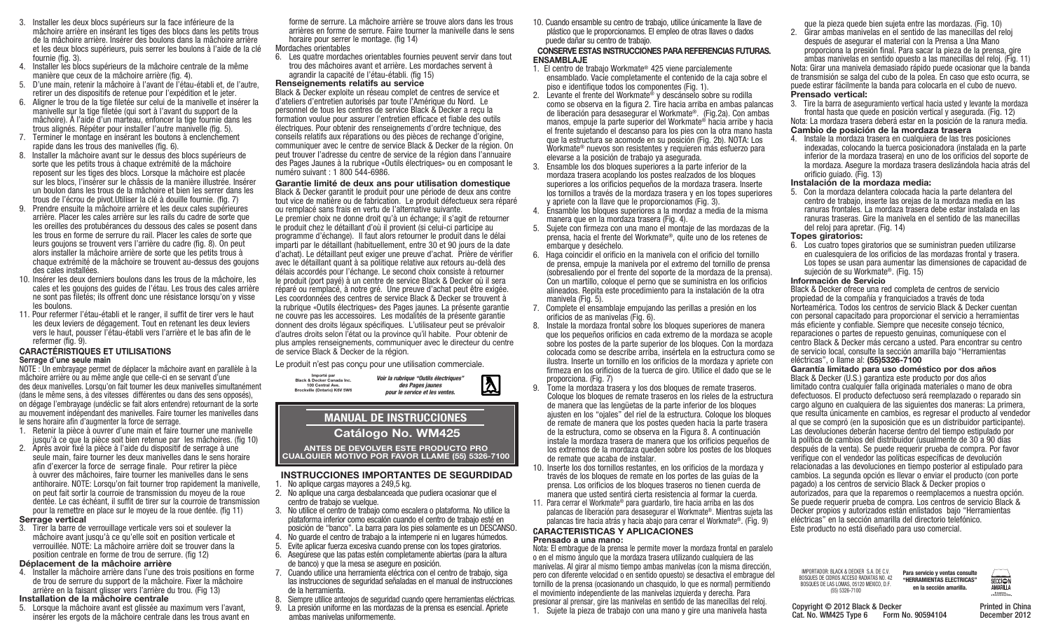3. Installer les deux blocs supérieurs sur la face inférieure de la mâchoire arrière en insérant les tiges des blocs dans les petits trous de la mâchoire arrière. Insérer des boulons dans la mâchoire arrière et les deux blocs supérieurs, puis serrer les boulons à l'aide de la clé fournie (fig. 3).
4. Installer les blocs supérieurs de la mâchoire centrale de la même manière que ceux de la mâchoire arrière (fig. 4).
5. D'une main, retenir la mâchoire à l'avant de l'étau-établi et, de l'autre, retirer un des dispositifs de retenue pour l'expédition et le jeter.
6. Aligner le trou de la tige filetée sur celui de la manivelle et insérer la manivelle sur la tige filetée (qui sort à l'avant du support de la mâchoire). À l'aide d'un marteau, enfoncer la tige fournie dans les trous alignés. Répéter pour installer l'autre manivelle (fig. 5).
7. Terminer le montage en insérant les boutons à enclenchement rapide dans les trous des manivelles (fig. 6).
8. Installer la mâchoire avant sur le dessus des blocs supérieurs de sorte que les petits trous à chaque extrémité de la mâchoire reposent sur les tiges des blocs. Lorsque la mâchoire est placée sur les blocs, l'insérer sur le châssis de la manière illustrée. Insérer un boulon dans les trous de la mâchoire et bien les serrer dans les trous de l'écrou de pivot.Utiliser la clé à douille fournie. (fig. 7)
9. Prendre ensuite la mâchoire arrière et les deux cales supérieures arrière. Placer les cales arrière sur les rails du cadre de sorte que les oreilles des protubérances du dessous des cales se posent dans les trous en forme de serrure du rail. Placer les cales de sorte que leurs goujons se trouvent vers l'arrière du cadre (fig. 8). On peut alors installer la mâchoire arrière de sorte que les petits trous à chaque extrémité de la mâchoire se trouvent au-dessus des goujons des cales installées.
10. Insérer les deux derniers boulons dans les trous de la mâchoire, les cales et les goujons des guides de l'étau. Les trous des cales arrière ne sont pas filetés; ils offrent donc une résistance lorsqu'on y visse les boulons.
11. Pour refermer l'étau-établi et le ranger, il suffit de tirer vers le haut les deux leviers de dégagement. Tout en retenant les deux leviers vers le haut, pousser l'étau-établi vers l'arrière et le bas afin de le refermer (fig. 9).

### CARACTÉRISTIQUES ET UTILISATIONS

**Serrage d'une seule main**

NOTE : Un embrayage permet de déplacer la mâchoire avant en parallèle à la mâchoire arrière ou au même angle que celle-ci en se servant d'une des deux manivelles. Lorsqu'on fait tourner les deux manivelles simultanément (dans le même sens, à des vitesses différentes ou dans des sens opposés), on dégage l'embrayage (undéclic se fait alors entendre) retournant de la sorte au mouvement indépendant des manivelles. Faire tourner les manivelles dans le sens horaire afin d'augmenter la force de serrage.

1. Retenir la pièce à ouvrir d'une main et faire tourner une manivelle jusqu'à ce que la pièce soit bien retenue par les mâchoires. (fig 10)
2. Après avoir fixé la pièce à l'aide du dispositif de serrage à une seule main, faire tourner les deux manivelles dans le sens horaire afin d'exercer la force de serrage finale. Pour retirer la pièce à ouvrir des mâchoires, faire tourner les manivelles dans le sens antihoraire. NOTE: Lorsqu'on fait tourner trop rapidement la manivelle, on peut faire sortir la courroie de transmission du moyeu de la roue dentée. Le cas échéant, il suffit de tirer sur la courroie de transmission pour la remettre en place sur le moyeu de la roue dentée. (fig 11)

**Serrage vertical**

3. Tirer la barre de verrouillage verticale vers soi et soulever la mâchoire avant jusqu'à ce qu'elle soit en position verticale et verrouillée. NOTE: La mâchoire arrière doit se trouver dans la position centrale en forme de trou de serrure. (fig 12)

**Déplacement de la mâchoire arrière**

4. Installer la mâchoire arrière dans l'une des trois positions en forme de trou de serrure du support de la mâchoire. Fixer la mâchoire arrière en la faisant glisser vers l'arrière du trou. (fig 13)

**Installation de la mâchoire centrale**

5. Lorsque la mâchoire avant est glissée au maximum vers l'avant, insérer les ergots de la mâchoire centrale dans les trous avant en forme de serrure. La mâchoire arrière se trouve alors dans les trous arrières en forme de serrure. Faire tourner la manivelle dans le sens horaire pour serrer le montage. (fig 14)

Mordaches orientables

6. Les quatre mordaches orientables fournies peuvent servir dans tout trou des mâchoires avant et arrière. Les mordaches servent à agrandir la capacité de l'étau-établi. (fig 15)

**Renseignements relatifs au service**

Black & Decker exploite un réseau complet de centres de service et d'ateliers d'entretien autorisés par toute l'Amérique du Nord. Le personnel de tous les centres de service Black & Decker a reçu la formation voulue pour assurer l'entretien efficace et fiable des outils électriques. Pour obtenir des renseignements d'ordre technique, des conseils relatifs aux réparations ou des pièces de rechange d'origine, communiquer avec le centre de service Black & Decker de la région. On peut trouver l'adresse du centre de service de la région dans l'annuaire des Pages Jaunes à la rubrique «Outils électriques» ou en composant le numéro suivant : 1 800 544-6986.

**Garantie limité de deux ans pour utilisation domestique**

Black & Decker garantit le produit pour une période de deux ans contre tout vice de matière ou de fabrication. Le produit défectueux sera réparé ou remplacé sans frais en vertu de l'alternative suivante.
Le premier choix ne donne droit qu'à un échange; il s'agit de retourner le produit chez le détaillant d'où il provient (si celui-ci participe au programme d'échange). Il faut alors retourner le produit dans le délai imparti par le détaillant (habituellement, entre 30 et 90 jours de la date d'achat). Le détaillant peut exiger une preuve d'achat. Prière de vérifier avec le détaillant quant à sa politique relative aux retours au-delà des délais accordés pour l'échange. Le second choix consiste à retourner le produit (port payé) à un centre de service Black & Decker où il sera réparé ou remplacé, à notre gré. Une preuve d'achat peut être exigée. Les coordonnées des centres de service Black & Decker se trouvent à la rubrique «Outils électriques» des Pages jaunes. La présente garantie ne couvre pas les accessoires. Les modalités de la présente garantie donnent des droits légaux spécifiques. L'utilisateur peut se prévaloir d'autres droits selon l'état ou la province qu'il habite. Pour obtenir de plus amples renseignements, communiquer avec le directeur du centre de service Black & Decker de la région.

Le produit n'est pas conçu pour une utilisation commerciale.

Importé par
Black & Decker Canada Inc.
100 Central Ave.
Brockville (Ontario) K6V 5W6

*Voir la rubrique "Outils électriques" des Pages jaunes pour le service et les ventes.*

## MANUAL DE INSTRUCCIONES

## Catálogo No. WM425

**ANTES DE DEVOLVER ESTE PRODUCTO PRO CUALQUIER MOTIVO POR FAVOR LLAME (55) 5326-7100**

### INSTRUCCIONES IMPORTANTES DE SEGURIDAD

1. No aplique cargas mayores a 249,5 kg.
2. No aplique una carga desbalanceada que pudiera ocasionar que el centro de trabajo se vuelque.
3. No utilice el centro de trabajo como escalera o plataforma. No utilice la plataforma inferior como escalón cuando el centro de trabajo esté en posición de "banco". La barra para los pies solamente es un DESCANSO.
4. No guarde el centro de trabajo a la intemperie ni en lugares húmedos.
5. Evite aplicar fuerza excesiva cuando prense con los topes giratorios.
6. Asegúrese que las patas estén completamente abiertas (para la altura de banco) y que la mesa se asegure en posición.
7. Cuando utilice una herramienta eléctrica con el centro de trabajo, siga las instrucciones de seguridad señaladas en el manual de instrucciones de la herramienta.
8. Siempre utilice anteojos de seguridad cuando opere herramientas eléctricas.
9. La presión uniforme en las mordazas de la prensa es esencial. Apriete ambas manivelas uniformemente.
10. Cuando ensamble su centro de trabajo, utilice únicamente la llave de plástico que le proporcionamos. El empleo de otras llaves o dados puede dañar su centro de trabajo.

**CONSERVE ESTAS INSTRUCCIONES PARA REFERENCIAS FUTURAS.**

### ENSAMBLAJE

1. El centro de trabajo Workmate® 425 viene parcialmente ensamblado. Vacíe completamente el contenido de la caja sobre el piso e identifique todos los componentes (Fig. 1).
2. Levante el frente del Workmate® y descánselo sobre su rodilla como se observa en la figura 2. Tire hacia arriba en ambas palancas de liberación para desasegurar el Workmate®. (Fig.2a). Con ambas manos, empuje la parte superior del Workmate® hacia arribe y hacia el frente sujetando el descanso para los pies con la otra mano hasta que la estructura se acomode en su posición (Fig. 2b). NOTA: Los Workmate® nuevos son resistentes y requieren más esfuerzo para elevarse a la posición de trabajo ya asegurada.
3. Ensamble los dos bloques superiores a la parte inferior de la mordaza trasera acoplando los postes realzados de los bloques superiores a los orificios pequeños de la mordaza trasera. Inserte los tornillos a través de la mordaza trasera y en los topes superiores y apriete con la llave que le proporcionamos (Fig. 3).
4. Ensamble los bloques superiores a la mordaz a media de la misma manera que en la mordaza trasera (Fig. 4).
5. Sujete con firmeza con una mano el montaje de las mordazas de la prensa, hacia el frente del Workmate®, quite uno de los retenes de embarque y deséchelo.
6. Haga coincidir el orificio en la manivela con el orificio del tornillo de prensa, empuje la manivela por el extremo del tornillo de prensa (sobresaliendo por el frente del soporte de la mordaza de la prensa). Con un martillo, coloque el perno que se suministra en los orificios alineados. Repita este procedimiento para la instalación de la otra manivela (Fig. 5).
7. Complete el ensamblaje empujando las perillas a presión en los orificios de as manivelas (Fig. 6).
8. Instale la mordaza frontal sobre los bloques superiores de manera que los pequeños orificios en cada extremo de la mordaza se acople sobre los postes de la parte superior de los bloques. Con la mordaza colocada como se describe arriba, insértela en la estructura como se ilustra. Inserte un tornillo en los orificios de la mordaza y apriete con firmeza en los orificios de la tuerca de giro. Utilice el dado que se le proporciona. (Fig. 7)
9. Tome la mordaza trasera y los dos bloques de remate traseros. Coloque los bloques de remate traseros en los rieles de la estructura de manera que las lengüetas de la parte inferior de los bloques ajusten en los "ojales" del riel de la estructura. Coloque los bloques de remate de manera que los postes queden hacia la parte trasera de la estructura, como se observa en la Figura 8. A continuación instale la mordaza trasera de manera que los orificios pequeños de los extremos de la mordaza queden sobre los postes de los bloques de remate que acaba de instalar.
10. Inserte los dos tornillos restantes, en los orificios de la mordaza y través de los bloques de remate en los portes de las guías de la prensa. Los orificios de los bloques traseros no tienen cuerda de manera que usted sentirá cierta resistencia al formar la cuerda.
11. Para cerrar el Workmate® para guardarlo, tire hacia arriba en las dos palancas de liberación para desasegurar el Workmate®. Mientras sujeta las palancas tire hacia atrás y hacia abajo para cerrar el Workmate®. (Fig. 9)

### CARACTERISTICAS Y APLICACIONES

**Prensado a una mano:**

Nota: El embrague de la prensa le permite mover la mordaza frontal en paralelo o en el mismo ángulo que la mordaza trasera utilizando cualquiera de las manivelas. Al girar al mismo tiempo ambas manivelas (con la misma dirección, pero con diferente velocidad o en sentido opuesto) se desactiva el embrague del tornillo de la prensa (ocasionando un chasquido, lo que es normal) permitiendo el movimiento independiente de las manivelas izquierda y derecha. Para presionar al prensar, gire las manivelas en sentido de las manecillas del reloj.

1. Sujete la pieza de trabajo con una mano y gire una manivela hasta que la pieza quede bien sujeta entre las mordazas. (Fig. 10)
2. Girar ambas manivelas en el sentido de las manecillas del reloj después de asegurar el material con la Prensa a Una Mano proporciona la presión final. Para sacar la pieza de la prensa, gire ambas manivelas en sentido opuesto a las manecillas del reloj. (Fig. 11)

Nota: Girar una manivela demasiado rápido puede ocasionar que la banda de transmisión se salga del cubo de la polea. En caso que esto ocurra, se puede estirar fácilmente la banda para colocarla en el cubo de nuevo.

**Prensado vertical:**

3. Tire la barra de aseguramiento vertical hacia usted y levante la mordaza frontal hasta que quede en posición vertical y asegurada. (Fig. 12)

Nota: La mordaza trasera deberá estar en la posición de la ranura media.

**Cambio de posición de la mordaza trasera**

4. Instale la mordaza trasera en cualquiera de las tres posiciones indexadas, colocando la tuerca posicionadora (instalada en la parte inferior de la mordaza trasera) en uno de los orificios del soporte de la mordaza. Asegure la mordaza trasera deslizándola hacia atrás del orificio guiado. (Fig. 13)

**Instalación de la mordaza media:**

5. Con la mordaza delantera colocada hacia la parte delantera del centro de trabajo, inserte las orejas de la mordaza media en las ranuras frontales. La mordaza trasera debe estar instalada en las ranuras traseras. Gire la manivela en el sentido de las manecillas del reloj para apretar. (Fig. 14)

**Topes giratorios:**

6. Los cuatro topes giratorios que se suministran pueden utilizarse en cualesquiera de los orificios de las mordazas frontal y trasera. Los topes se usan para aumentar las dimensiones de capacidad de sujeción de su Workmate®. (Fig. 15)

**Información de Servicio**

Black & Decker ofrece una red completa de centros de servicio propiedad de la compañía y franquiciados a través de toda Norteamérica. Todos los centros de servicio Black & Decker cuentan con personal capacitado para proporcionar el servicio a herramientas más eficiente y confiable. Siempre que necesite consejo técnico, reparaciones o partes de repuesto genuinas, comuníquese con el centro Black & Decker más cercano a usted. Para encontrar su centro de servicio local, consulte la sección amarilla bajo "Herramientas eléctricas", o llame al: **(55)5326-7100**

**Garantía limitado para uso doméstico por dos años**

Black & Decker (U.S.) garantiza este producto por dos años limitado contra cualquier falla originada materiales o mano de obra defectuosos. El producto defectuoso será reemplazado o reparado sin cargo alguno en cualquiera de las siguientes dos maneras: La primera, que resulta únicamente en cambios, es regresar el producto al vendedor al que se compró (en la suposición que es un distribuidor participante). Las devoluciones deberán hacerse dentro del tiempo estipulado por la política de cambios del distribuidor (usualmente de 30 a 90 días después de la venta). Se puede requerir prueba de compra. Por favor verifique con el vendedor las políticas específicas de devolución relacionadas a las devoluciones en tiempo posterior al estipulado para cambios. La segunda opción es llevar o enviar el producto (con porte pagado) a los centros de servicio Black & Decker propios o autorizados, para que la reparemos o reemplacemos a nuestra opción. Se puede requerir prueba de compra. Los centros de servicio Black & Decker propios y autorizados están enlistados bajo "Herramientas eléctricas" en la sección amarilla del directorio telefónico.
Este producto no está diseñado para uso comercial.

IMPORTADOR: BLACK & DECKER S.A. DE C.V.
BOSQUES DE CIDROS ACCESO RADIATAS NO. 42
BOSQUES DE LAS LOMAS, 05120 MÉXICO, D.F.
(55) 5326-7100

**Para servicio y ventas consulte "HERRAMIENTAS ELECTRICAS" en la sección amarilla.**

Copyright © 2012 Black & Decker
Cat. No. WM425 Type 6 Form No. 90594104
Printed in China
December 2012